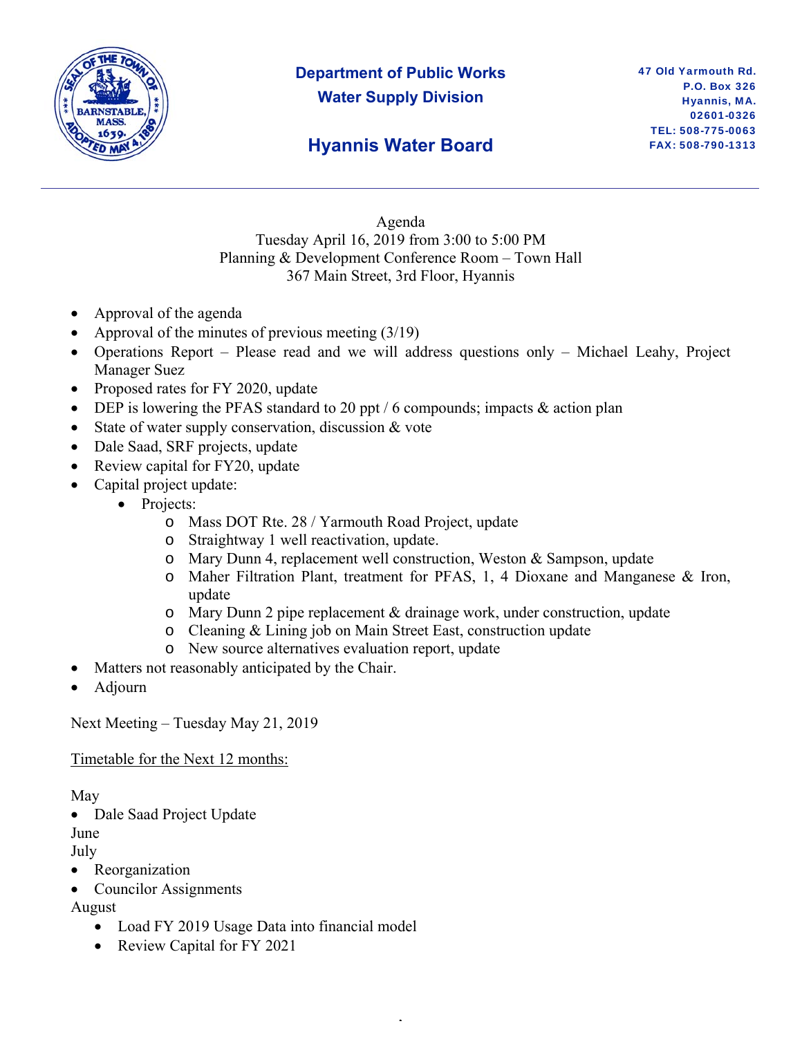Department of Public Works
Water Supply Division

47 Old Yarmouth Rd.
P.O. Box 326
Hyannis, MA.
02601-0326
TEL: 508-775-0063
FAX: 508-790-1313

# Hyannis Water Board

Agenda
Tuesday April 16, 2019 from 3:00 to 5:00 PM
Planning & Development Conference Room – Town Hall
367 Main Street, 3rd Floor, Hyannis

- Approval of the agenda
- Approval of the minutes of previous meeting (3/19)
- Operations Report – Please read and we will address questions only – Michael Leahy, Project Manager Suez
- Proposed rates for FY 2020, update
- DEP is lowering the PFAS standard to 20 ppt / 6 compounds; impacts & action plan
- State of water supply conservation, discussion & vote
- Dale Saad, SRF projects, update
- Review capital for FY20, update
- Capital project update:
  - Projects:
    - Mass DOT Rte. 28 / Yarmouth Road Project, update
    - Straightway 1 well reactivation, update.
    - Mary Dunn 4, replacement well construction, Weston & Sampson, update
    - Maher Filtration Plant, treatment for PFAS, 1, 4 Dioxane and Manganese & Iron, update
    - Mary Dunn 2 pipe replacement & drainage work, under construction, update
    - Cleaning & Lining job on Main Street East, construction update
    - New source alternatives evaluation report, update
- Matters not reasonably anticipated by the Chair.
- Adjourn

Next Meeting – Tuesday May 21, 2019

Timetable for the Next 12 months:

May
- Dale Saad Project Update

June

July
- Reorganization
- Councilor Assignments

August
- Load FY 2019 Usage Data into financial model
- Review Capital for FY 2021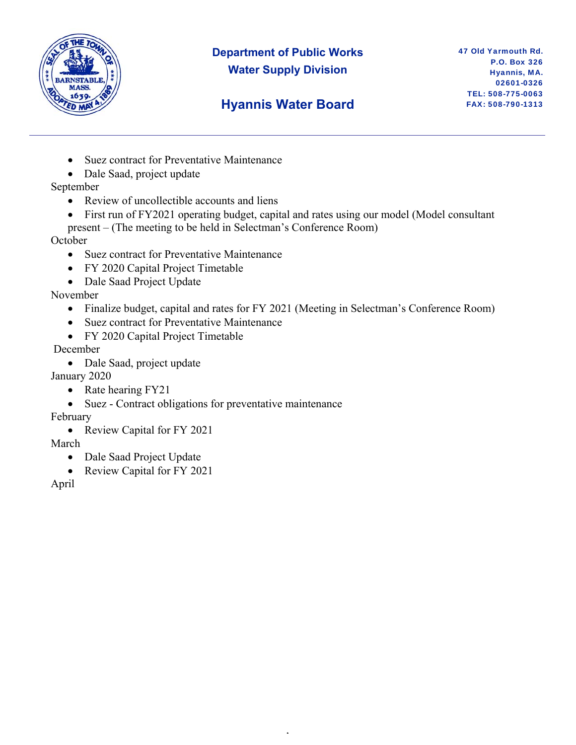- Suez contract for Preventative Maintenance
- Dale Saad, project update

September

- Review of uncollectible accounts and liens
- First run of FY2021 operating budget, capital and rates using our model (Model consultant present – (The meeting to be held in Selectman's Conference Room)

October

- Suez contract for Preventative Maintenance
- FY 2020 Capital Project Timetable
- Dale Saad Project Update

November

- Finalize budget, capital and rates for FY 2021 (Meeting in Selectman's Conference Room)
- Suez contract for Preventative Maintenance
- FY 2020 Capital Project Timetable

December

- Dale Saad, project update

January 2020

- Rate hearing FY21
- Suez - Contract obligations for preventative maintenance

February

- Review Capital for FY 2021

March

- Dale Saad Project Update
- Review Capital for FY 2021

April